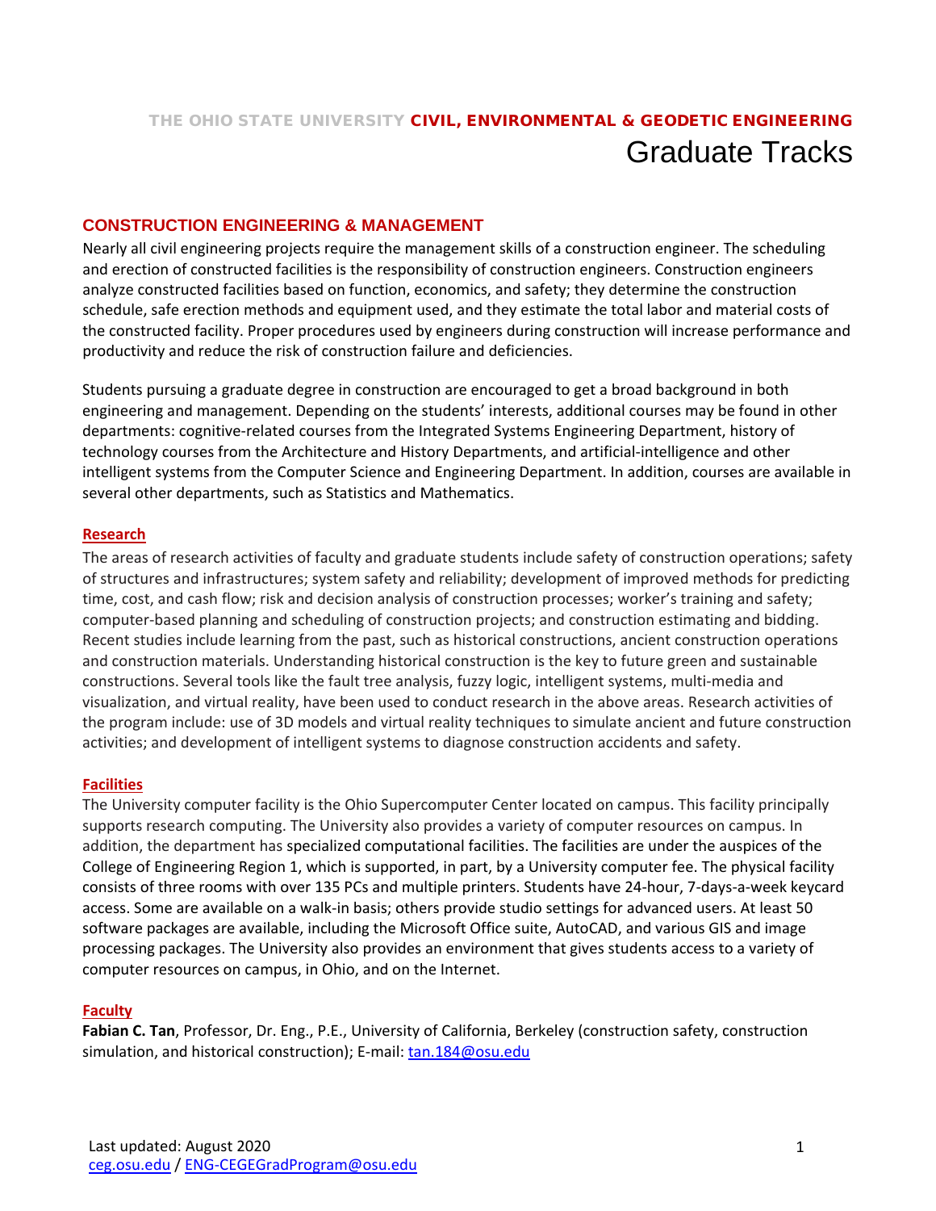THE OHIO STATE UNIVERSITY **CIVIL, ENVIRONMENTAL & GEODETIC ENGINEERING**

# Graduate Tracks

## CONSTRUCTION ENGINEERING & MANAGEMENT

Nearly all civil engineering projects require the management skills of a construction engineer. The scheduling and erection of constructed facilities is the responsibility of construction engineers. Construction engineers analyze constructed facilities based on function, economics, and safety; they determine the construction schedule, safe erection methods and equipment used, and they estimate the total labor and material costs of the constructed facility. Proper procedures used by engineers during construction will increase performance and productivity and reduce the risk of construction failure and deficiencies.

Students pursuing a graduate degree in construction are encouraged to get a broad background in both engineering and management. Depending on the students' interests, additional courses may be found in other departments: cognitive-related courses from the Integrated Systems Engineering Department, history of technology courses from the Architecture and History Departments, and artificial-intelligence and other intelligent systems from the Computer Science and Engineering Department. In addition, courses are available in several other departments, such as Statistics and Mathematics.

### Research

The areas of research activities of faculty and graduate students include safety of construction operations; safety of structures and infrastructures; system safety and reliability; development of improved methods for predicting time, cost, and cash flow; risk and decision analysis of construction processes; worker's training and safety; computer-based planning and scheduling of construction projects; and construction estimating and bidding. Recent studies include learning from the past, such as historical constructions, ancient construction operations and construction materials. Understanding historical construction is the key to future green and sustainable constructions. Several tools like the fault tree analysis, fuzzy logic, intelligent systems, multi-media and visualization, and virtual reality, have been used to conduct research in the above areas. Research activities of the program include: use of 3D models and virtual reality techniques to simulate ancient and future construction activities; and development of intelligent systems to diagnose construction accidents and safety.

### Facilities

The University computer facility is the Ohio Supercomputer Center located on campus. This facility principally supports research computing. The University also provides a variety of computer resources on campus. In addition, the department has specialized computational facilities. The facilities are under the auspices of the College of Engineering Region 1, which is supported, in part, by a University computer fee. The physical facility consists of three rooms with over 135 PCs and multiple printers. Students have 24-hour, 7-days-a-week keycard access. Some are available on a walk-in basis; others provide studio settings for advanced users. At least 50 software packages are available, including the Microsoft Office suite, AutoCAD, and various GIS and image processing packages. The University also provides an environment that gives students access to a variety of computer resources on campus, in Ohio, and on the Internet.

### Faculty

**Fabian C. Tan**, Professor, Dr. Eng., P.E., University of California, Berkeley (construction safety, construction simulation, and historical construction); E-mail: tan.184@osu.edu

Last updated: August 2020
ceg.osu.edu / ENG-CEGEGradProgram@osu.edu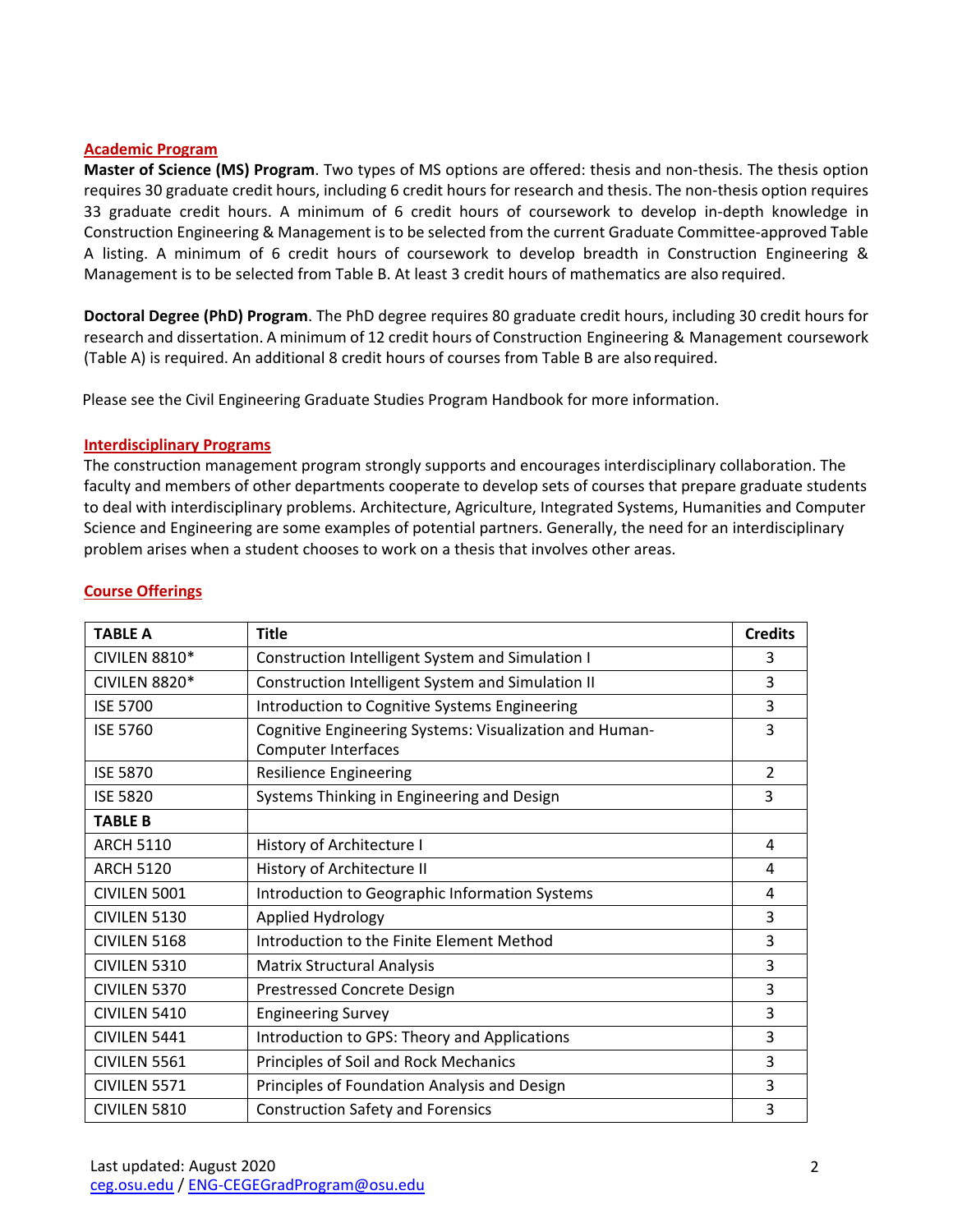## Academic Program

**Master of Science (MS) Program**. Two types of MS options are offered: thesis and non-thesis. The thesis option requires 30 graduate credit hours, including 6 credit hours for research and thesis. The non-thesis option requires 33 graduate credit hours. A minimum of 6 credit hours of coursework to develop in-depth knowledge in Construction Engineering & Management is to be selected from the current Graduate Committee-approved Table A listing. A minimum of 6 credit hours of coursework to develop breadth in Construction Engineering & Management is to be selected from Table B. At least 3 credit hours of mathematics are also required.

**Doctoral Degree (PhD) Program**. The PhD degree requires 80 graduate credit hours, including 30 credit hours for research and dissertation. A minimum of 12 credit hours of Construction Engineering & Management coursework (Table A) is required. An additional 8 credit hours of courses from Table B are also required.

Please see the Civil Engineering Graduate Studies Program Handbook for more information.

## Interdisciplinary Programs

The construction management program strongly supports and encourages interdisciplinary collaboration. The faculty and members of other departments cooperate to develop sets of courses that prepare graduate students to deal with interdisciplinary problems. Architecture, Agriculture, Integrated Systems, Humanities and Computer Science and Engineering are some examples of potential partners. Generally, the need for an interdisciplinary problem arises when a student chooses to work on a thesis that involves other areas.

## Course Offerings

| **TABLE A** | **Title** | **Credits** |
|---|---|---|
| CIVILEN 8810* | Construction Intelligent System and Simulation I | 3 |
| CIVILEN 8820* | Construction Intelligent System and Simulation II | 3 |
| ISE 5700 | Introduction to Cognitive Systems Engineering | 3 |
| ISE 5760 | Cognitive Engineering Systems: Visualization and Human-Computer Interfaces | 3 |
| ISE 5870 | Resilience Engineering | 2 |
| ISE 5820 | Systems Thinking in Engineering and Design | 3 |
| **TABLE B** | | |
| ARCH 5110 | History of Architecture I | 4 |
| ARCH 5120 | History of Architecture II | 4 |
| CIVILEN 5001 | Introduction to Geographic Information Systems | 4 |
| CIVILEN 5130 | Applied Hydrology | 3 |
| CIVILEN 5168 | Introduction to the Finite Element Method | 3 |
| CIVILEN 5310 | Matrix Structural Analysis | 3 |
| CIVILEN 5370 | Prestressed Concrete Design | 3 |
| CIVILEN 5410 | Engineering Survey | 3 |
| CIVILEN 5441 | Introduction to GPS: Theory and Applications | 3 |
| CIVILEN 5561 | Principles of Soil and Rock Mechanics | 3 |
| CIVILEN 5571 | Principles of Foundation Analysis and Design | 3 |
| CIVILEN 5810 | Construction Safety and Forensics | 3 |

Last updated: August 2020
ceg.osu.edu / ENG-CEGEGradProgram@osu.edu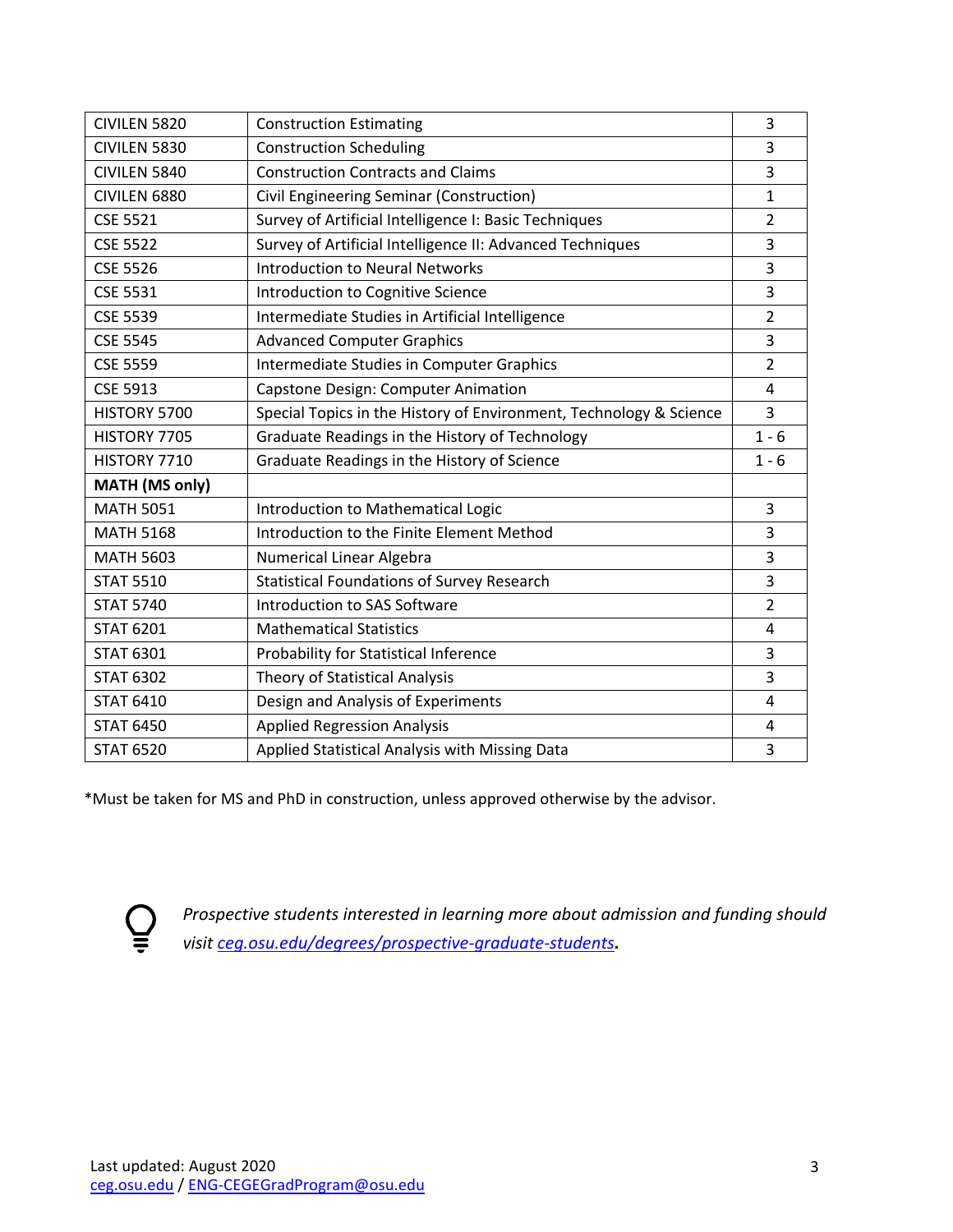| | | |
|---|---|---|
| CIVILEN 5820 | Construction Estimating | 3 |
| CIVILEN 5830 | Construction Scheduling | 3 |
| CIVILEN 5840 | Construction Contracts and Claims | 3 |
| CIVILEN 6880 | Civil Engineering Seminar (Construction) | 1 |
| CSE 5521 | Survey of Artificial Intelligence I: Basic Techniques | 2 |
| CSE 5522 | Survey of Artificial Intelligence II: Advanced Techniques | 3 |
| CSE 5526 | Introduction to Neural Networks | 3 |
| CSE 5531 | Introduction to Cognitive Science | 3 |
| CSE 5539 | Intermediate Studies in Artificial Intelligence | 2 |
| CSE 5545 | Advanced Computer Graphics | 3 |
| CSE 5559 | Intermediate Studies in Computer Graphics | 2 |
| CSE 5913 | Capstone Design: Computer Animation | 4 |
| HISTORY 5700 | Special Topics in the History of Environment, Technology & Science | 3 |
| HISTORY 7705 | Graduate Readings in the History of Technology | 1 - 6 |
| HISTORY 7710 | Graduate Readings in the History of Science | 1 - 6 |
| **MATH (MS only)** | | |
| MATH 5051 | Introduction to Mathematical Logic | 3 |
| MATH 5168 | Introduction to the Finite Element Method | 3 |
| MATH 5603 | Numerical Linear Algebra | 3 |
| STAT 5510 | Statistical Foundations of Survey Research | 3 |
| STAT 5740 | Introduction to SAS Software | 2 |
| STAT 6201 | Mathematical Statistics | 4 |
| STAT 6301 | Probability for Statistical Inference | 3 |
| STAT 6302 | Theory of Statistical Analysis | 3 |
| STAT 6410 | Design and Analysis of Experiments | 4 |
| STAT 6450 | Applied Regression Analysis | 4 |
| STAT 6520 | Applied Statistical Analysis with Missing Data | 3 |

*Must be taken for MS and PhD in construction, unless approved otherwise by the advisor.

*Prospective students interested in learning more about admission and funding should visit [ceg.osu.edu/degrees/prospective-graduate-students](ceg.osu.edu/degrees/prospective-graduate-students).*

Last updated: August 2020
ceg.osu.edu / ENG-CEGEGradProgram@osu.edu